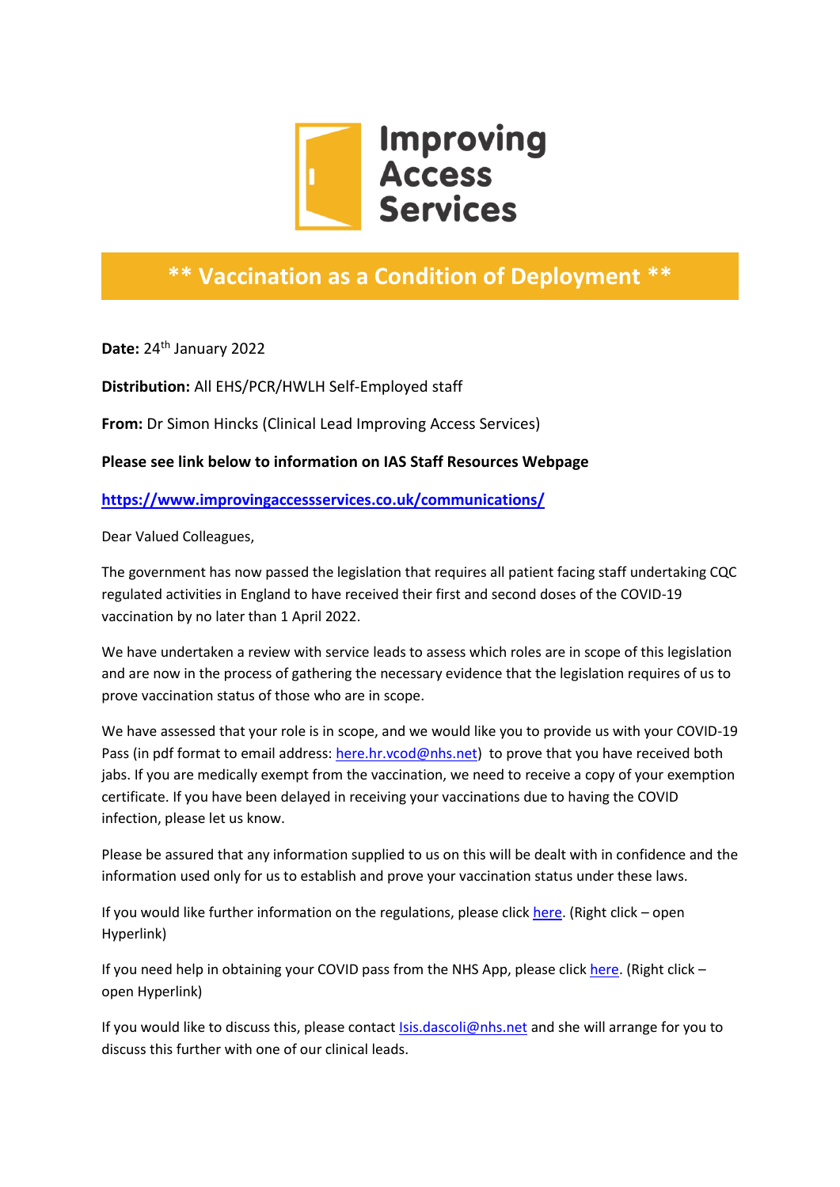Improving Access Services

# ** Vaccination as a Condition of Deployment **

**Date:** 24th January 2022

**Distribution:** All EHS/PCR/HWLH Self-Employed staff

**From:** Dr Simon Hincks (Clinical Lead Improving Access Services)

**Please see link below to information on IAS Staff Resources Webpage**

**https://www.improvingaccessservices.co.uk/communications/**

Dear Valued Colleagues,

The government has now passed the legislation that requires all patient facing staff undertaking CQC regulated activities in England to have received their first and second doses of the COVID-19 vaccination by no later than 1 April 2022.

We have undertaken a review with service leads to assess which roles are in scope of this legislation and are now in the process of gathering the necessary evidence that the legislation requires of us to prove vaccination status of those who are in scope.

We have assessed that your role is in scope, and we would like you to provide us with your COVID-19 Pass (in pdf format to email address: here.hr.vcod@nhs.net) to prove that you have received both jabs. If you are medically exempt from the vaccination, we need to receive a copy of your exemption certificate. If you have been delayed in receiving your vaccinations due to having the COVID infection, please let us know.

Please be assured that any information supplied to us on this will be dealt with in confidence and the information used only for us to establish and prove your vaccination status under these laws.

If you would like further information on the regulations, please click here. (Right click – open Hyperlink)

If you need help in obtaining your COVID pass from the NHS App, please click here. (Right click – open Hyperlink)

If you would like to discuss this, please contact Isis.dascoli@nhs.net and she will arrange for you to discuss this further with one of our clinical leads.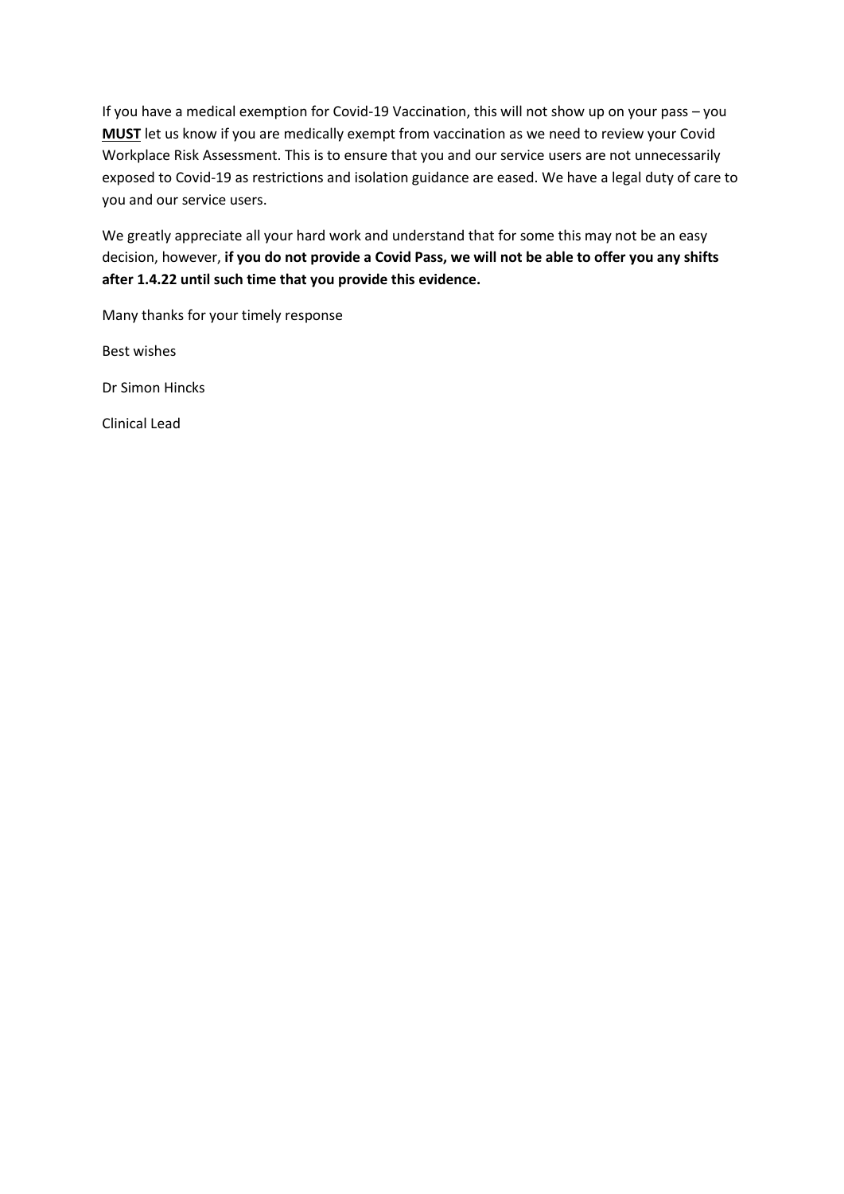If you have a medical exemption for Covid-19 Vaccination, this will not show up on your pass – you **MUST** let us know if you are medically exempt from vaccination as we need to review your Covid Workplace Risk Assessment. This is to ensure that you and our service users are not unnecessarily exposed to Covid-19 as restrictions and isolation guidance are eased. We have a legal duty of care to you and our service users.

We greatly appreciate all your hard work and understand that for some this may not be an easy decision, however, **if you do not provide a Covid Pass, we will not be able to offer you any shifts after 1.4.22 until such time that you provide this evidence.**

Many thanks for your timely response

Best wishes

Dr Simon Hincks

Clinical Lead